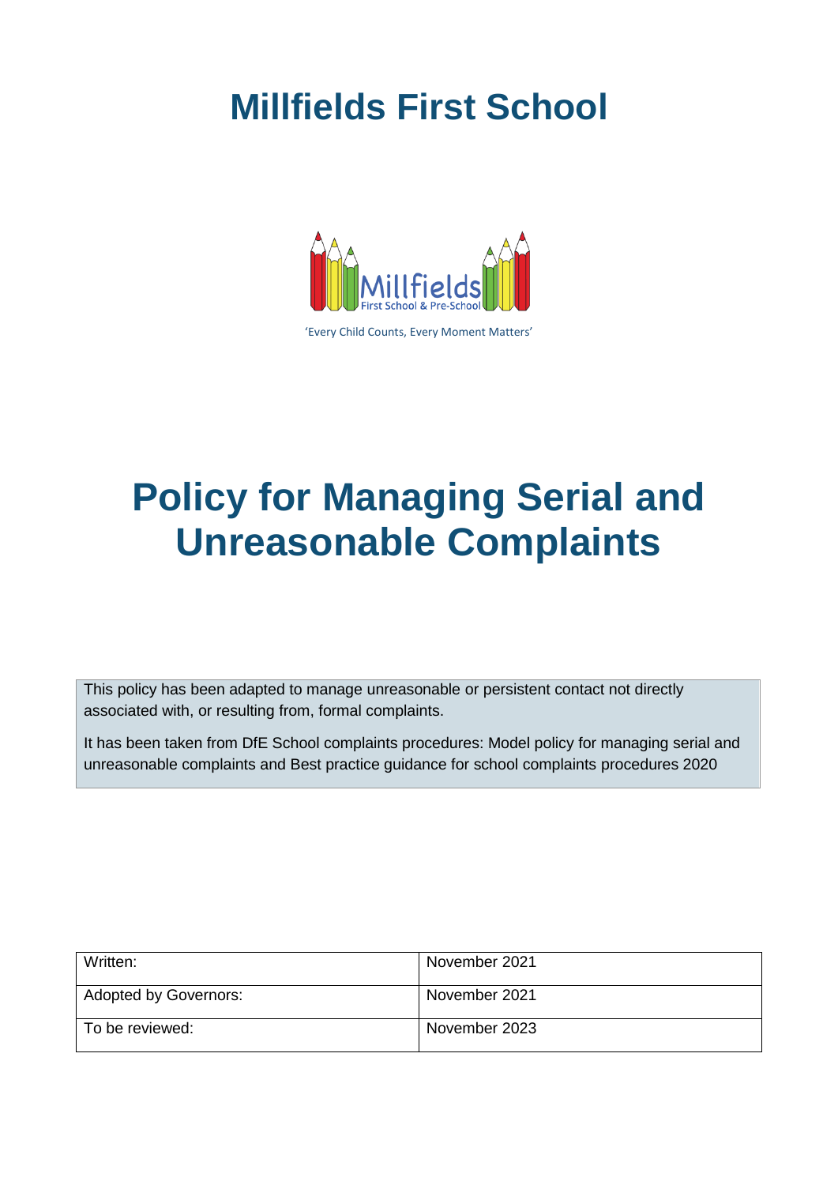# Millfields First School

'Every Child Counts, Every Moment Matters'

# Policy for Managing Serial and Unreasonable Complaints

This policy has been adapted to manage unreasonable or persistent contact not directly associated with, or resulting from, formal complaints.

It has been taken from DfE School complaints procedures: Model policy for managing serial and unreasonable complaints and Best practice guidance for school complaints procedures 2020

| Written: | November 2021 |
| --- | --- |
| Adopted by Governors: | November 2021 |
| To be reviewed: | November 2023 |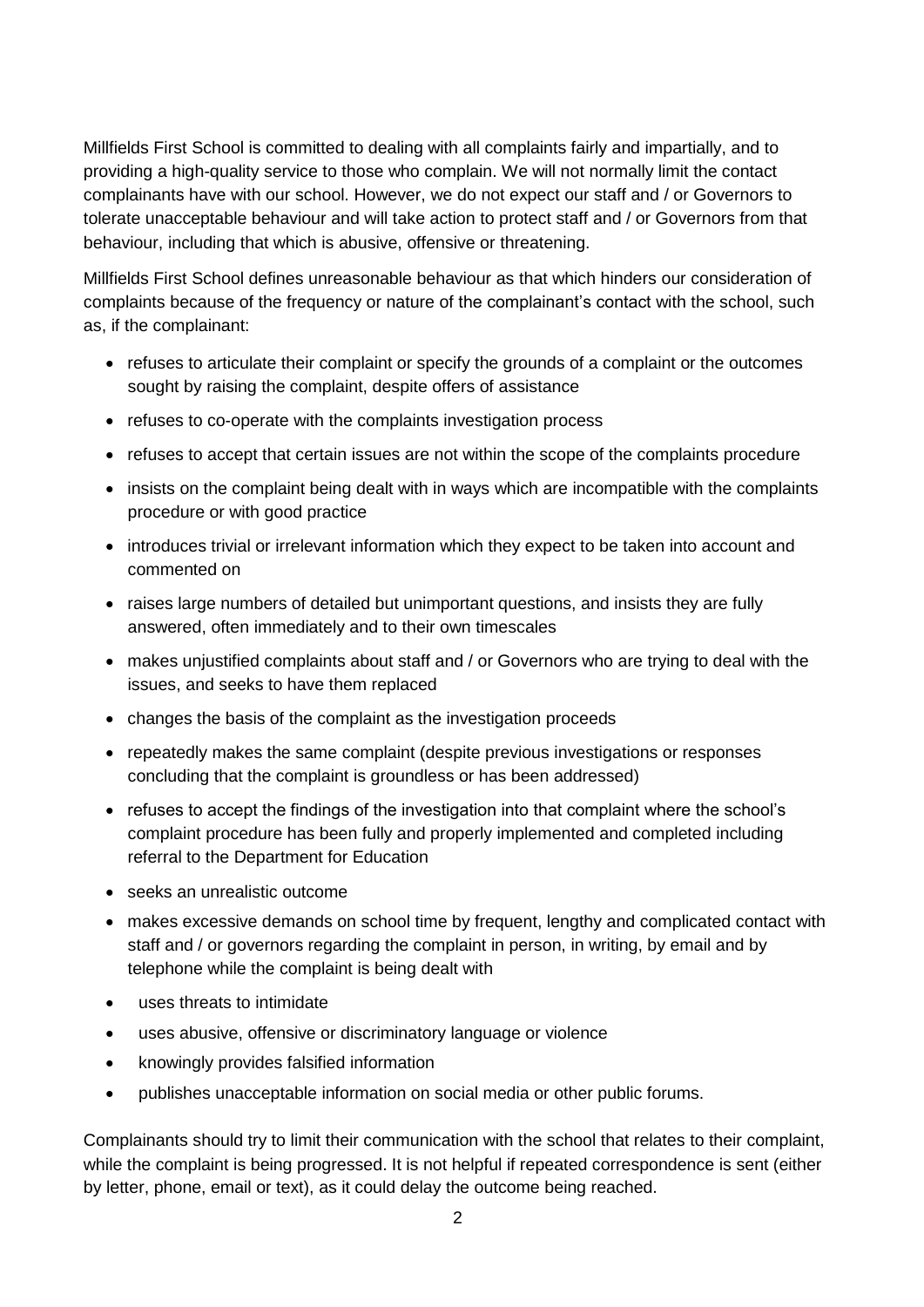Millfields First School is committed to dealing with all complaints fairly and impartially, and to providing a high-quality service to those who complain. We will not normally limit the contact complainants have with our school. However, we do not expect our staff and / or Governors to tolerate unacceptable behaviour and will take action to protect staff and / or Governors from that behaviour, including that which is abusive, offensive or threatening.

Millfields First School defines unreasonable behaviour as that which hinders our consideration of complaints because of the frequency or nature of the complainant's contact with the school, such as, if the complainant:

- refuses to articulate their complaint or specify the grounds of a complaint or the outcomes sought by raising the complaint, despite offers of assistance
- refuses to co-operate with the complaints investigation process
- refuses to accept that certain issues are not within the scope of the complaints procedure
- insists on the complaint being dealt with in ways which are incompatible with the complaints procedure or with good practice
- introduces trivial or irrelevant information which they expect to be taken into account and commented on
- raises large numbers of detailed but unimportant questions, and insists they are fully answered, often immediately and to their own timescales
- makes unjustified complaints about staff and / or Governors who are trying to deal with the issues, and seeks to have them replaced
- changes the basis of the complaint as the investigation proceeds
- repeatedly makes the same complaint (despite previous investigations or responses concluding that the complaint is groundless or has been addressed)
- refuses to accept the findings of the investigation into that complaint where the school's complaint procedure has been fully and properly implemented and completed including referral to the Department for Education
- seeks an unrealistic outcome
- makes excessive demands on school time by frequent, lengthy and complicated contact with staff and / or governors regarding the complaint in person, in writing, by email and by telephone while the complaint is being dealt with
- uses threats to intimidate
- uses abusive, offensive or discriminatory language or violence
- knowingly provides falsified information
- publishes unacceptable information on social media or other public forums.

Complainants should try to limit their communication with the school that relates to their complaint, while the complaint is being progressed. It is not helpful if repeated correspondence is sent (either by letter, phone, email or text), as it could delay the outcome being reached.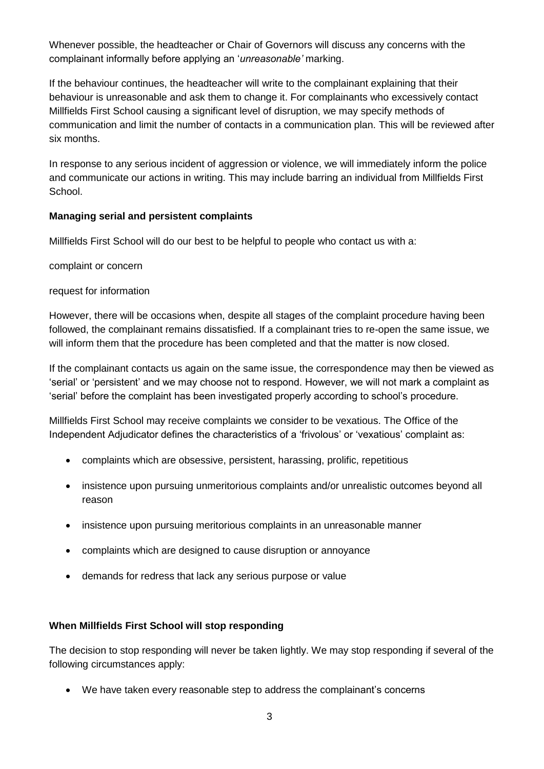Whenever possible, the headteacher or Chair of Governors will discuss any concerns with the complainant informally before applying an '*unreasonable'* marking.

If the behaviour continues, the headteacher will write to the complainant explaining that their behaviour is unreasonable and ask them to change it. For complainants who excessively contact Millfields First School causing a significant level of disruption, we may specify methods of communication and limit the number of contacts in a communication plan. This will be reviewed after six months.

In response to any serious incident of aggression or violence, we will immediately inform the police and communicate our actions in writing. This may include barring an individual from Millfields First School.

**Managing serial and persistent complaints**

Millfields First School will do our best to be helpful to people who contact us with a:

complaint or concern

request for information

However, there will be occasions when, despite all stages of the complaint procedure having been followed, the complainant remains dissatisfied. If a complainant tries to re-open the same issue, we will inform them that the procedure has been completed and that the matter is now closed.

If the complainant contacts us again on the same issue, the correspondence may then be viewed as 'serial' or 'persistent' and we may choose not to respond. However, we will not mark a complaint as 'serial' before the complaint has been investigated properly according to school's procedure.

Millfields First School may receive complaints we consider to be vexatious. The Office of the Independent Adjudicator defines the characteristics of a 'frivolous' or 'vexatious' complaint as:

- complaints which are obsessive, persistent, harassing, prolific, repetitious
- insistence upon pursuing unmeritorious complaints and/or unrealistic outcomes beyond all reason
- insistence upon pursuing meritorious complaints in an unreasonable manner
- complaints which are designed to cause disruption or annoyance
- demands for redress that lack any serious purpose or value

**When Millfields First School will stop responding**

The decision to stop responding will never be taken lightly. We may stop responding if several of the following circumstances apply:

- We have taken every reasonable step to address the complainant's concerns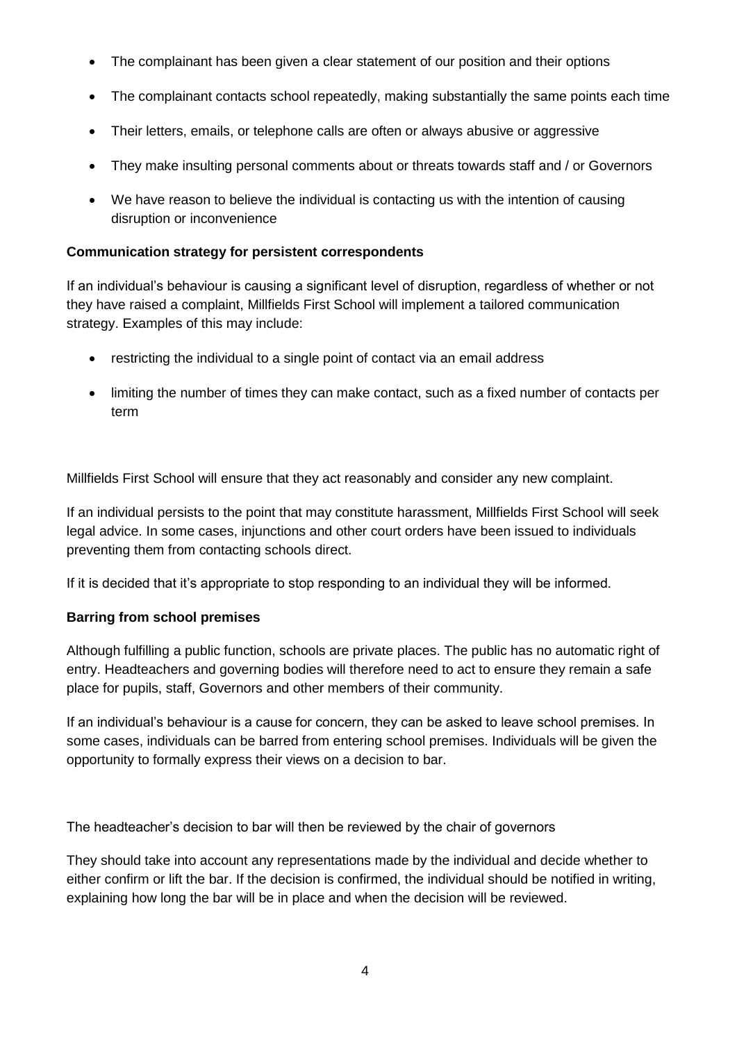- The complainant has been given a clear statement of our position and their options
- The complainant contacts school repeatedly, making substantially the same points each time
- Their letters, emails, or telephone calls are often or always abusive or aggressive
- They make insulting personal comments about or threats towards staff and / or Governors
- We have reason to believe the individual is contacting us with the intention of causing disruption or inconvenience

**Communication strategy for persistent correspondents**

If an individual's behaviour is causing a significant level of disruption, regardless of whether or not they have raised a complaint, Millfields First School will implement a tailored communication strategy. Examples of this may include:

- restricting the individual to a single point of contact via an email address
- limiting the number of times they can make contact, such as a fixed number of contacts per term

Millfields First School will ensure that they act reasonably and consider any new complaint.

If an individual persists to the point that may constitute harassment, Millfields First School will seek legal advice. In some cases, injunctions and other court orders have been issued to individuals preventing them from contacting schools direct.

If it is decided that it's appropriate to stop responding to an individual they will be informed.

**Barring from school premises**

Although fulfilling a public function, schools are private places. The public has no automatic right of entry. Headteachers and governing bodies will therefore need to act to ensure they remain a safe place for pupils, staff, Governors and other members of their community.

If an individual's behaviour is a cause for concern, they can be asked to leave school premises. In some cases, individuals can be barred from entering school premises. Individuals will be given the opportunity to formally express their views on a decision to bar.

The headteacher's decision to bar will then be reviewed by the chair of governors

They should take into account any representations made by the individual and decide whether to either confirm or lift the bar. If the decision is confirmed, the individual should be notified in writing, explaining how long the bar will be in place and when the decision will be reviewed.